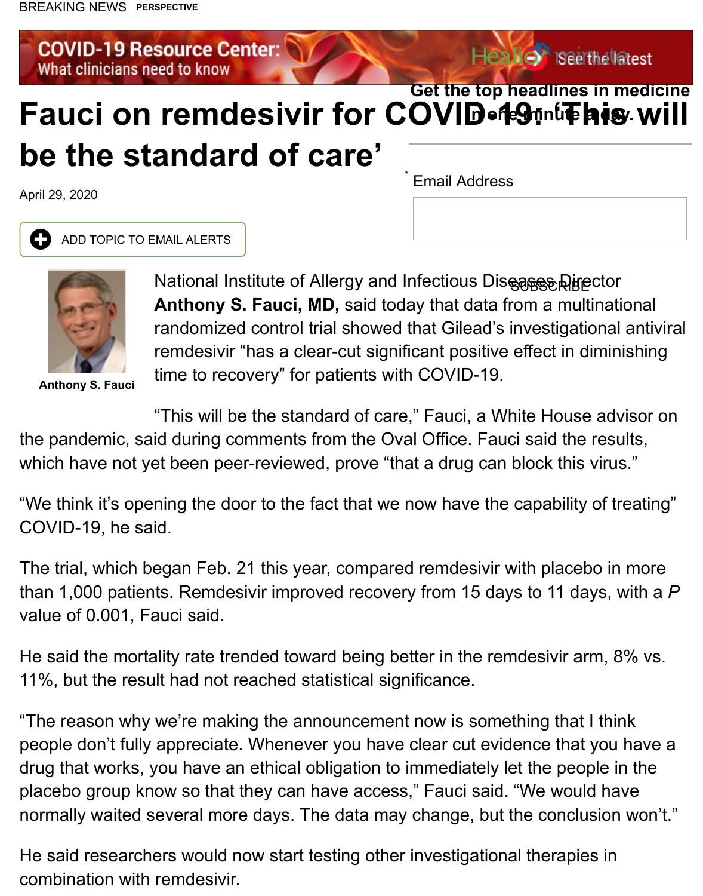# Fauci on remdesivir for COVID-19: 'This will be the standard of care'

April 29, 2020

National Institute of Allergy and Infectious Diseases Director **Anthony S. Fauci, MD,** said today that data from a multinational randomized control trial showed that Gilead's investigational antiviral remdesivir "has a clear-cut significant positive effect in diminishing time to recovery" for patients with COVID-19.

**Anthony S. Fauci**

"This will be the standard of care," Fauci, a White House advisor on the pandemic, said during comments from the Oval Office. Fauci said the results, which have not yet been peer-reviewed, prove "that a drug can block this virus."

"We think it's opening the door to the fact that we now have the capability of treating" COVID-19, he said.

The trial, which began Feb. 21 this year, compared remdesivir with placebo in more than 1,000 patients. Remdesivir improved recovery from 15 days to 11 days, with a *P* value of 0.001, Fauci said.

He said the mortality rate trended toward being better in the remdesivir arm, 8% vs. 11%, but the result had not reached statistical significance.

"The reason why we're making the announcement now is something that I think people don't fully appreciate. Whenever you have clear cut evidence that you have a drug that works, you have an ethical obligation to immediately let the people in the placebo group know so that they can have access," Fauci said. "We would have normally waited several more days. The data may change, but the conclusion won't."

He said researchers would now start testing other investigational therapies in combination with remdesivir.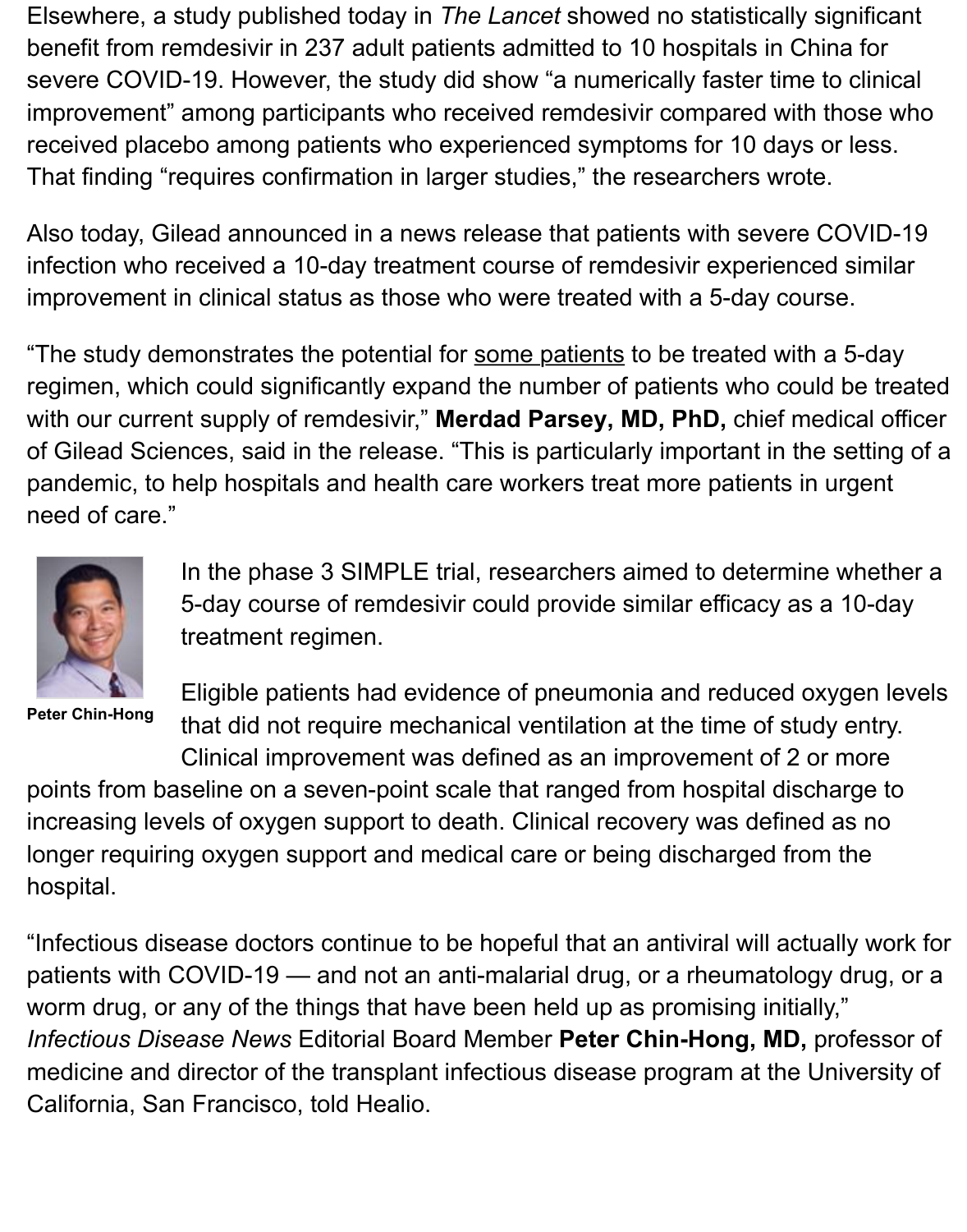Elsewhere, a study published today in *The Lancet* showed no statistically significant benefit from remdesivir in 237 adult patients admitted to 10 hospitals in China for severe COVID-19. However, the study did show "a numerically faster time to clinical improvement" among participants who received remdesivir compared with those who received placebo among patients who experienced symptoms for 10 days or less. That finding "requires confirmation in larger studies," the researchers wrote.

Also today, Gilead announced in a news release that patients with severe COVID-19 infection who received a 10-day treatment course of remdesivir experienced similar improvement in clinical status as those who were treated with a 5-day course.

"The study demonstrates the potential for some patients to be treated with a 5-day regimen, which could significantly expand the number of patients who could be treated with our current supply of remdesivir," **Merdad Parsey, MD, PhD,** chief medical officer of Gilead Sciences, said in the release. "This is particularly important in the setting of a pandemic, to help hospitals and health care workers treat more patients in urgent need of care."

In the phase 3 SIMPLE trial, researchers aimed to determine whether a 5-day course of remdesivir could provide similar efficacy as a 10-day treatment regimen.

**Peter Chin-Hong**

Eligible patients had evidence of pneumonia and reduced oxygen levels that did not require mechanical ventilation at the time of study entry. Clinical improvement was defined as an improvement of 2 or more points from baseline on a seven-point scale that ranged from hospital discharge to increasing levels of oxygen support to death. Clinical recovery was defined as no longer requiring oxygen support and medical care or being discharged from the hospital.

"Infectious disease doctors continue to be hopeful that an antiviral will actually work for patients with COVID-19 — and not an anti-malarial drug, or a rheumatology drug, or a worm drug, or any of the things that have been held up as promising initially," *Infectious Disease News* Editorial Board Member **Peter Chin-Hong, MD,** professor of medicine and director of the transplant infectious disease program at the University of California, San Francisco, told Healio.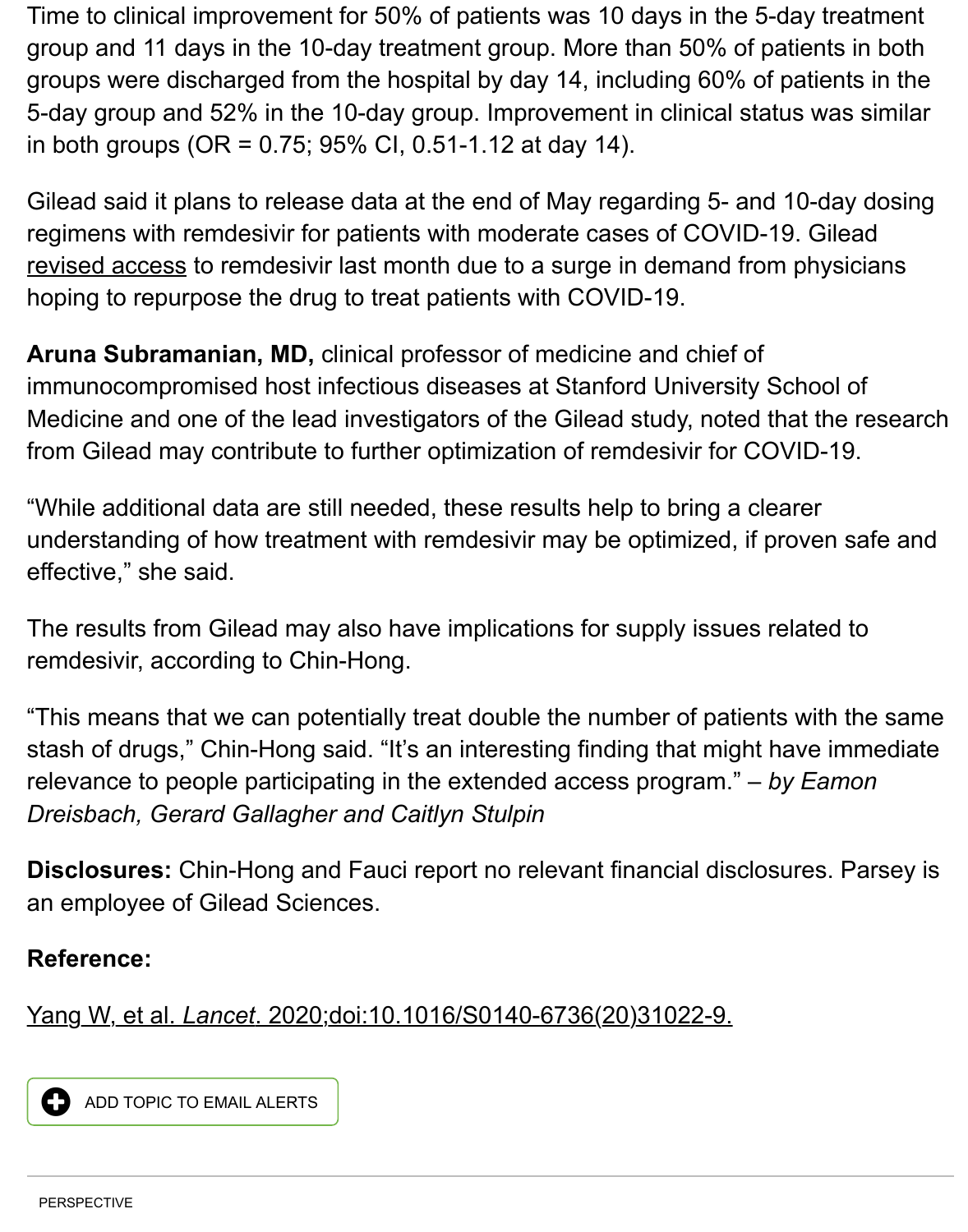Time to clinical improvement for 50% of patients was 10 days in the 5-day treatment group and 11 days in the 10-day treatment group. More than 50% of patients in both groups were discharged from the hospital by day 14, including 60% of patients in the 5-day group and 52% in the 10-day group. Improvement in clinical status was similar in both groups (OR = 0.75; 95% CI, 0.51-1.12 at day 14).

Gilead said it plans to release data at the end of May regarding 5- and 10-day dosing regimens with remdesivir for patients with moderate cases of COVID-19. Gilead revised access to remdesivir last month due to a surge in demand from physicians hoping to repurpose the drug to treat patients with COVID-19.

**Aruna Subramanian, MD,** clinical professor of medicine and chief of immunocompromised host infectious diseases at Stanford University School of Medicine and one of the lead investigators of the Gilead study, noted that the research from Gilead may contribute to further optimization of remdesivir for COVID-19.

"While additional data are still needed, these results help to bring a clearer understanding of how treatment with remdesivir may be optimized, if proven safe and effective," she said.

The results from Gilead may also have implications for supply issues related to remdesivir, according to Chin-Hong.

"This means that we can potentially treat double the number of patients with the same stash of drugs," Chin-Hong said. "It's an interesting finding that might have immediate relevance to people participating in the extended access program." – *by Eamon Dreisbach, Gerard Gallagher and Caitlyn Stulpin*

**Disclosures:** Chin-Hong and Fauci report no relevant financial disclosures. Parsey is an employee of Gilead Sciences.

**Reference:**

Yang W, et al. *Lancet*. 2020;doi:10.1016/S0140-6736(20)31022-9.

ADD TOPIC TO EMAIL ALERTS

PERSPECTIVE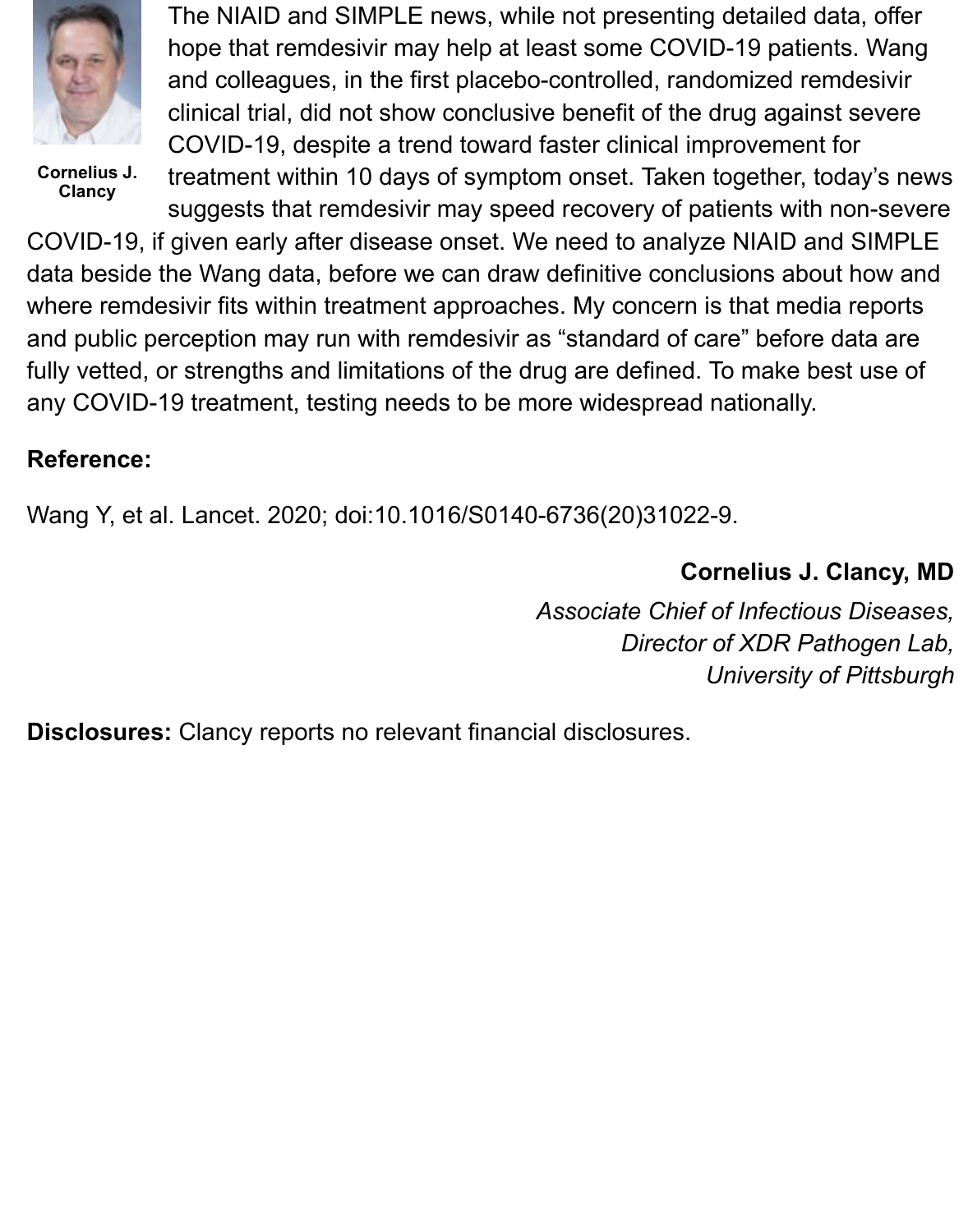Cornelius J. Clancy

The NIAID and SIMPLE news, while not presenting detailed data, offer hope that remdesivir may help at least some COVID-19 patients. Wang and colleagues, in the first placebo-controlled, randomized remdesivir clinical trial, did not show conclusive benefit of the drug against severe COVID-19, despite a trend toward faster clinical improvement for treatment within 10 days of symptom onset. Taken together, today's news suggests that remdesivir may speed recovery of patients with non-severe COVID-19, if given early after disease onset. We need to analyze NIAID and SIMPLE data beside the Wang data, before we can draw definitive conclusions about how and where remdesivir fits within treatment approaches. My concern is that media reports and public perception may run with remdesivir as "standard of care" before data are fully vetted, or strengths and limitations of the drug are defined. To make best use of any COVID-19 treatment, testing needs to be more widespread nationally.

**Reference:**

Wang Y, et al. Lancet. 2020; doi:10.1016/S0140-6736(20)31022-9.

**Cornelius J. Clancy, MD**

*Associate Chief of Infectious Diseases,*
*Director of XDR Pathogen Lab,*
*University of Pittsburgh*

**Disclosures:** Clancy reports no relevant financial disclosures.